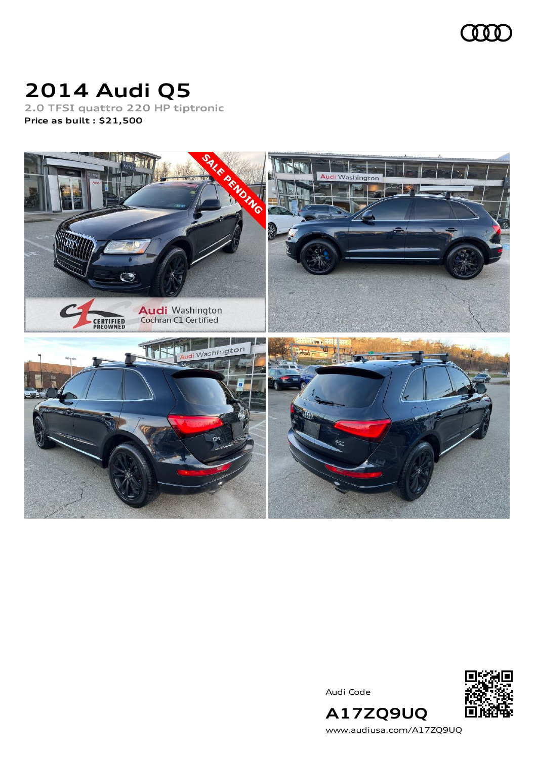# 2014 Audi Q5

2.0 TFSI quattro 220 HP tiptronic

**Price as built : $21,500**

Audi Code

**A17ZQ9UQ**

www.audiusa.com/A17ZQ9UQ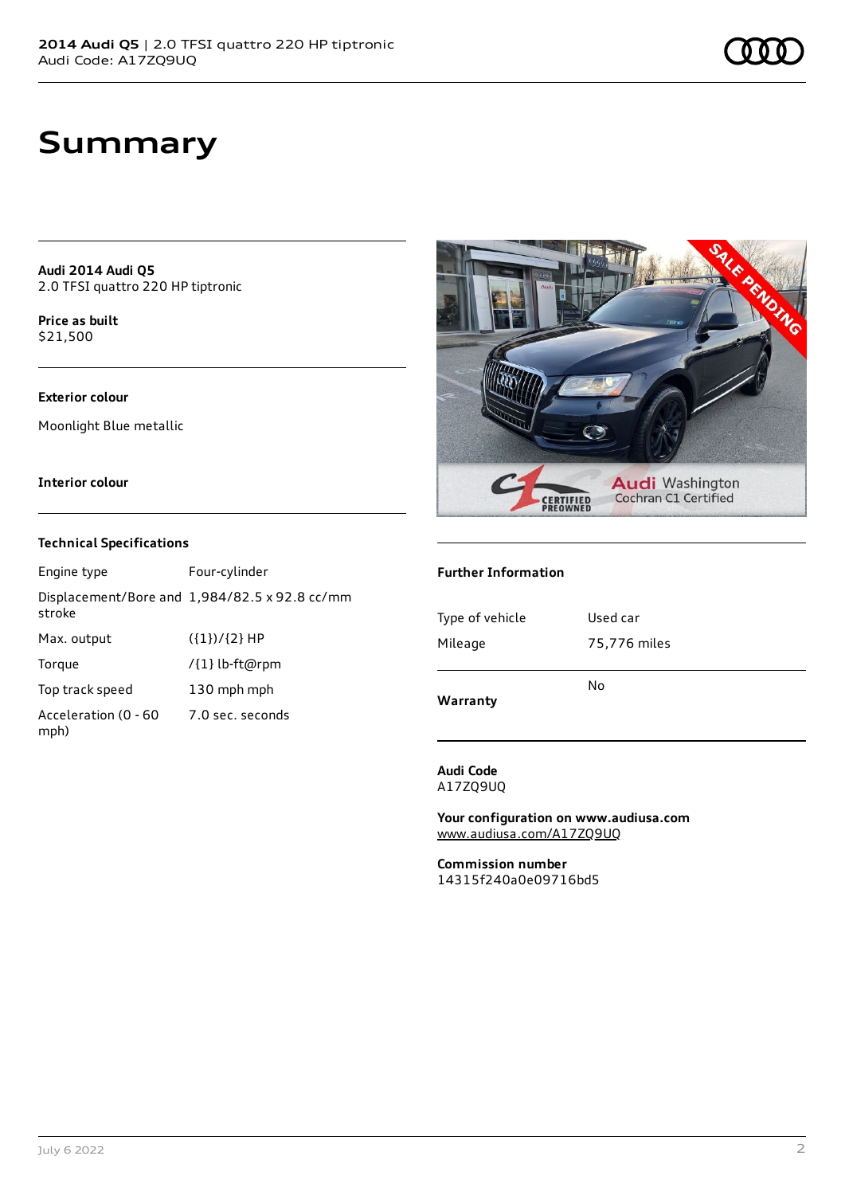# Summary

**Audi 2014 Audi Q5**
2.0 TFSI quattro 220 HP tiptronic

**Price as built**
$21,500

### Exterior colour

Moonlight Blue metallic

### Interior colour

### Technical Specifications

| | |
|---|---|
| Engine type | Four-cylinder |
| Displacement/Bore and stroke | 1,984/82.5 x 92.8 cc/mm |
| Max. output | ({1})/{2} HP |
| Torque | /{1} lb-ft@rpm |
| Top track speed | 130 mph mph |
| Acceleration (0 - 60 mph) | 7.0 sec. seconds |

### Further Information

| | |
|---|---|
| Type of vehicle | Used car |
| Mileage | 75,776 miles |

**Warranty** No

**Audi Code**
A17ZQ9UQ

**Your configuration on www.audiusa.com**
www.audiusa.com/A17ZQ9UQ

**Commission number**
14315f240a0e09716bd5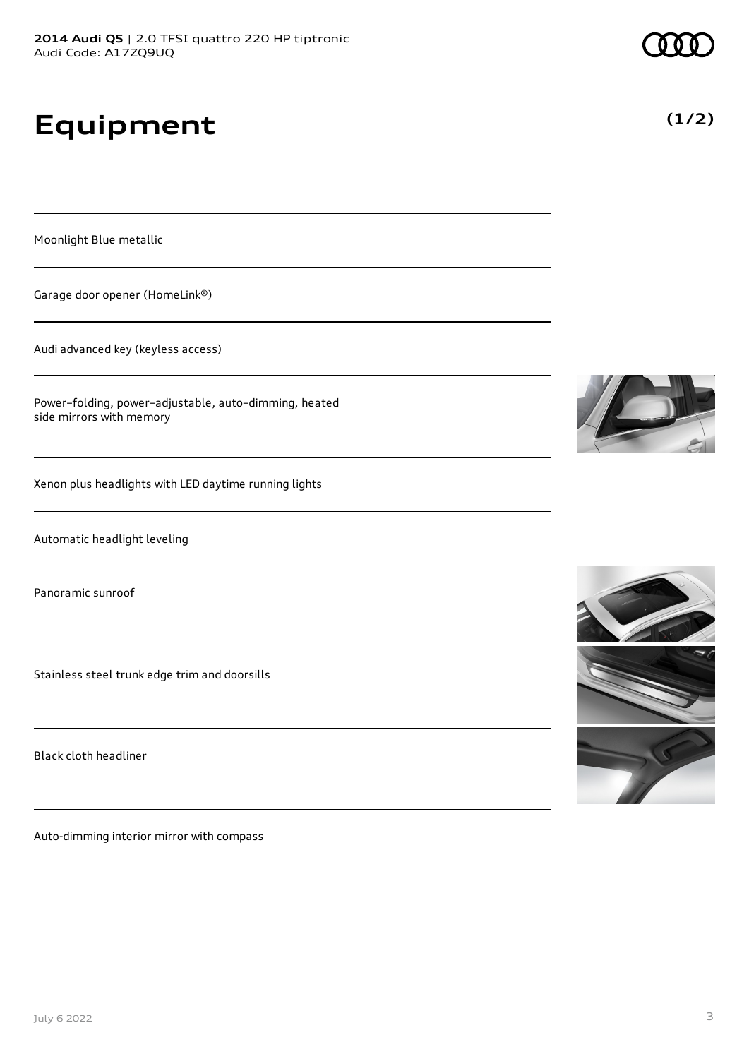# Equipment

**(1/2)**

Moonlight Blue metallic

Garage door opener (HomeLink®)

Audi advanced key (keyless access)

Power–folding, power–adjustable, auto–dimming, heated side mirrors with memory

Xenon plus headlights with LED daytime running lights

Automatic headlight leveling

Panoramic sunroof

Stainless steel trunk edge trim and doorsills

Black cloth headliner

Auto-dimming interior mirror with compass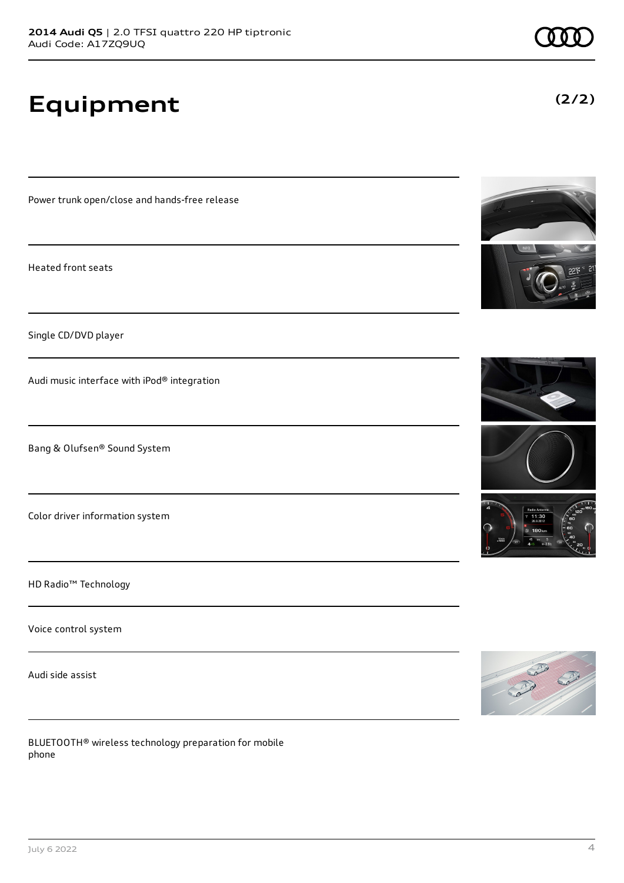# Equipment

**(2/2)**

Power trunk open/close and hands-free release

Heated front seats

Single CD/DVD player

Audi music interface with iPod® integration

Bang & Olufsen® Sound System

Color driver information system

HD Radio™ Technology

Voice control system

Audi side assist

BLUETOOTH® wireless technology preparation for mobile phone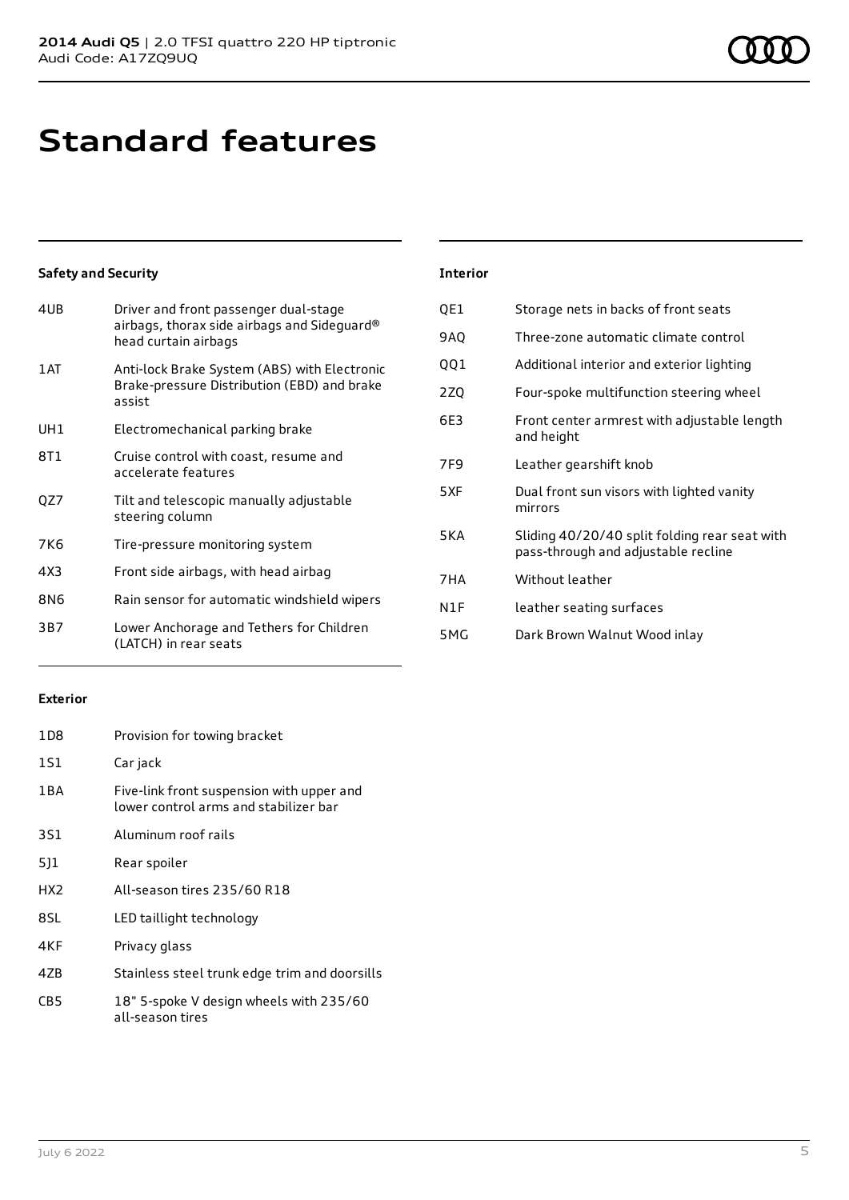# Standard features

## Safety and Security

| | |
|---|---|
| 4UB | Driver and front passenger dual-stage airbags, thorax side airbags and Sideguard® head curtain airbags |
| 1AT | Anti-lock Brake System (ABS) with Electronic Brake-pressure Distribution (EBD) and brake assist |
| UH1 | Electromechanical parking brake |
| 8T1 | Cruise control with coast, resume and accelerate features |
| QZ7 | Tilt and telescopic manually adjustable steering column |
| 7K6 | Tire-pressure monitoring system |
| 4X3 | Front side airbags, with head airbag |
| 8N6 | Rain sensor for automatic windshield wipers |
| 3B7 | Lower Anchorage and Tethers for Children (LATCH) in rear seats |

## Exterior

| | |
|---|---|
| 1D8 | Provision for towing bracket |
| 1S1 | Car jack |
| 1BA | Five-link front suspension with upper and lower control arms and stabilizer bar |
| 3S1 | Aluminum roof rails |
| 5J1 | Rear spoiler |
| HX2 | All-season tires 235/60 R18 |
| 8SL | LED taillight technology |
| 4KF | Privacy glass |
| 4ZB | Stainless steel trunk edge trim and doorsills |
| CB5 | 18" 5-spoke V design wheels with 235/60 all-season tires |

## Interior

| | |
|---|---|
| QE1 | Storage nets in backs of front seats |
| 9AQ | Three-zone automatic climate control |
| QQ1 | Additional interior and exterior lighting |
| 2ZQ | Four-spoke multifunction steering wheel |
| 6E3 | Front center armrest with adjustable length and height |
| 7F9 | Leather gearshift knob |
| 5XF | Dual front sun visors with lighted vanity mirrors |
| 5KA | Sliding 40/20/40 split folding rear seat with pass-through and adjustable recline |
| 7HA | Without leather |
| N1F | leather seating surfaces |
| 5MG | Dark Brown Walnut Wood inlay |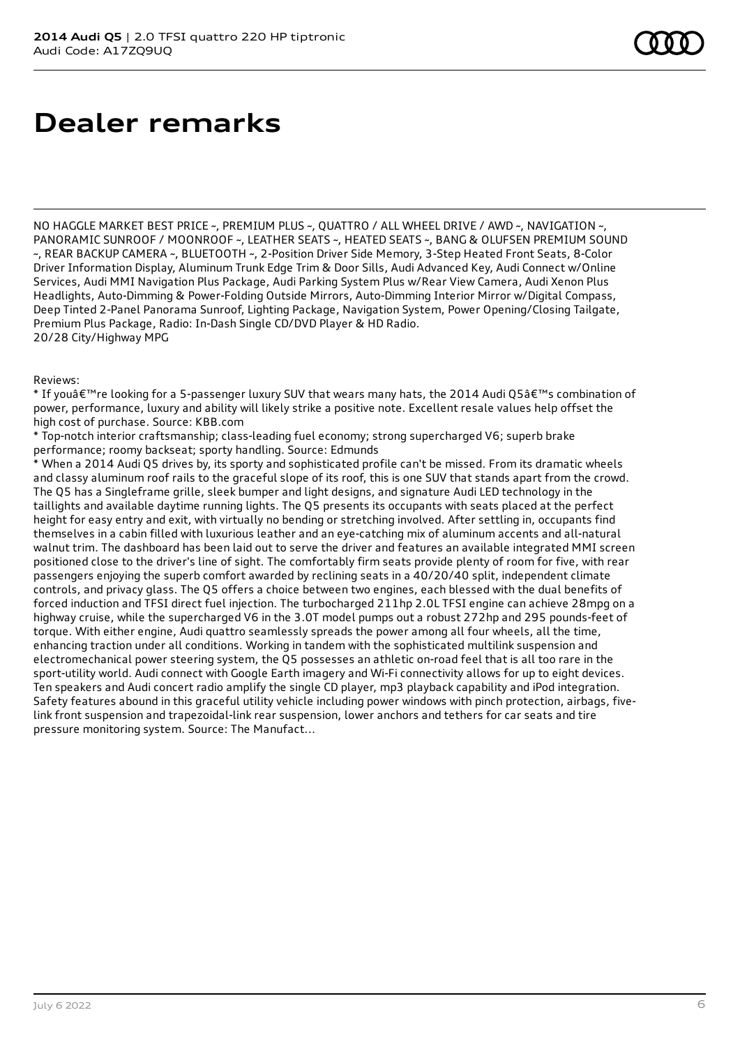# Dealer remarks

NO HAGGLE MARKET BEST PRICE ~, PREMIUM PLUS ~, QUATTRO / ALL WHEEL DRIVE / AWD ~, NAVIGATION ~, PANORAMIC SUNROOF / MOONROOF ~, LEATHER SEATS ~, HEATED SEATS ~, BANG & OLUFSEN PREMIUM SOUND ~, REAR BACKUP CAMERA ~, BLUETOOTH ~, 2-Position Driver Side Memory, 3-Step Heated Front Seats, 8-Color Driver Information Display, Aluminum Trunk Edge Trim & Door Sills, Audi Advanced Key, Audi Connect w/Online Services, Audi MMI Navigation Plus Package, Audi Parking System Plus w/Rear View Camera, Audi Xenon Plus Headlights, Auto-Dimming & Power-Folding Outside Mirrors, Auto-Dimming Interior Mirror w/Digital Compass, Deep Tinted 2-Panel Panorama Sunroof, Lighting Package, Navigation System, Power Opening/Closing Tailgate, Premium Plus Package, Radio: In-Dash Single CD/DVD Player & HD Radio.
20/28 City/Highway MPG

Reviews:
* If youâ€™re looking for a 5-passenger luxury SUV that wears many hats, the 2014 Audi Q5â€™s combination of power, performance, luxury and ability will likely strike a positive note. Excellent resale values help offset the high cost of purchase. Source: KBB.com
* Top-notch interior craftsmanship; class-leading fuel economy; strong supercharged V6; superb brake performance; roomy backseat; sporty handling. Source: Edmunds
* When a 2014 Audi Q5 drives by, its sporty and sophisticated profile can't be missed. From its dramatic wheels and classy aluminum roof rails to the graceful slope of its roof, this is one SUV that stands apart from the crowd. The Q5 has a Singleframe grille, sleek bumper and light designs, and signature Audi LED technology in the taillights and available daytime running lights. The Q5 presents its occupants with seats placed at the perfect height for easy entry and exit, with virtually no bending or stretching involved. After settling in, occupants find themselves in a cabin filled with luxurious leather and an eye-catching mix of aluminum accents and all-natural walnut trim. The dashboard has been laid out to serve the driver and features an available integrated MMI screen positioned close to the driver's line of sight. The comfortably firm seats provide plenty of room for five, with rear passengers enjoying the superb comfort awarded by reclining seats in a 40/20/40 split, independent climate controls, and privacy glass. The Q5 offers a choice between two engines, each blessed with the dual benefits of forced induction and TFSI direct fuel injection. The turbocharged 211hp 2.0L TFSI engine can achieve 28mpg on a highway cruise, while the supercharged V6 in the 3.0T model pumps out a robust 272hp and 295 pounds-feet of torque. With either engine, Audi quattro seamlessly spreads the power among all four wheels, all the time, enhancing traction under all conditions. Working in tandem with the sophisticated multilink suspension and electromechanical power steering system, the Q5 possesses an athletic on-road feel that is all too rare in the sport-utility world. Audi connect with Google Earth imagery and Wi-Fi connectivity allows for up to eight devices. Ten speakers and Audi concert radio amplify the single CD player, mp3 playback capability and iPod integration. Safety features abound in this graceful utility vehicle including power windows with pinch protection, airbags, five-link front suspension and trapezoidal-link rear suspension, lower anchors and tethers for car seats and tire pressure monitoring system. Source: The Manufact...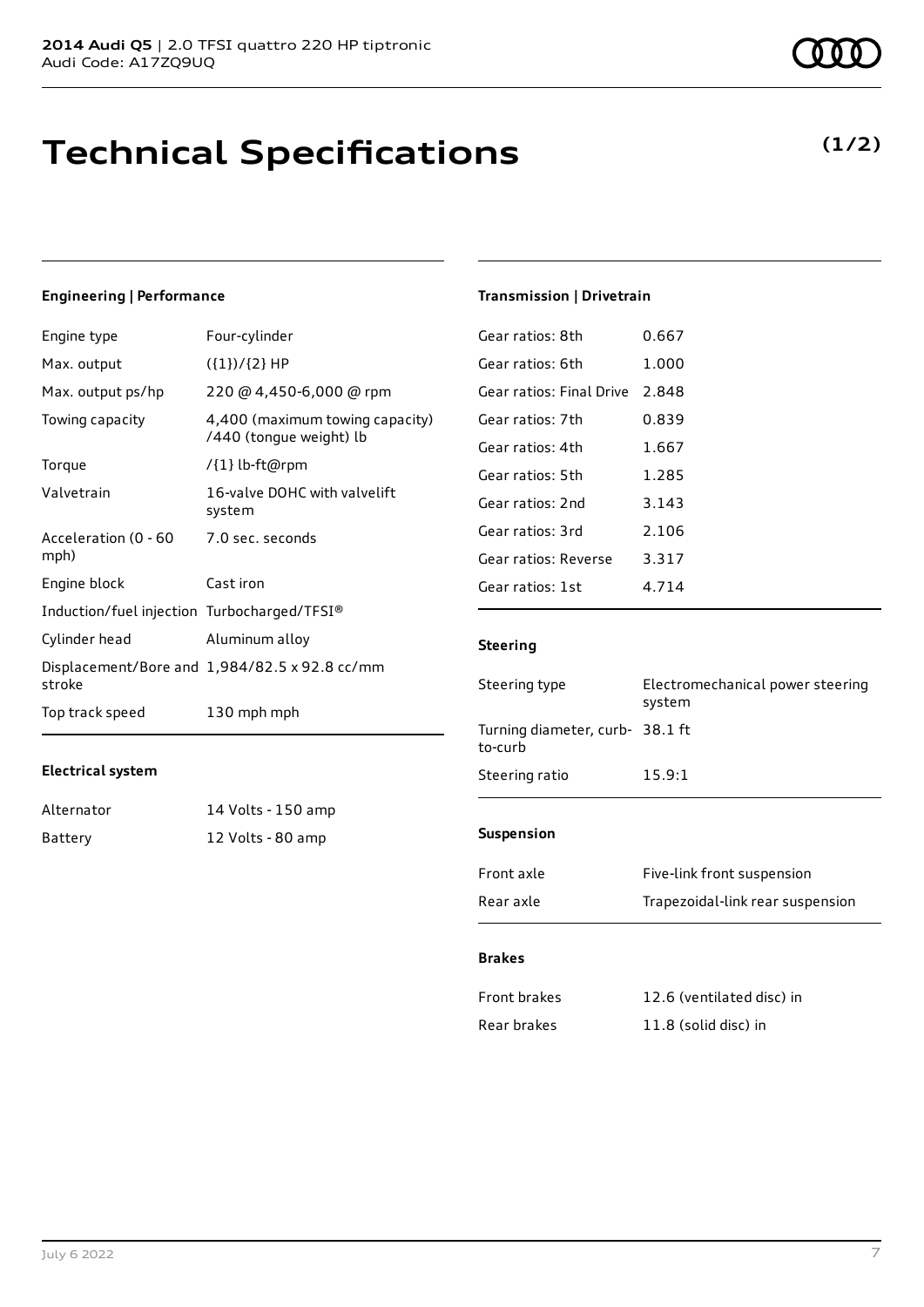**2014 Audi Q5** | 2.0 TFSI quattro 220 HP tiptronic
Audi Code: A17ZQ9UQ

# Technical Specifications

**(1/2)**

### Engineering | Performance

| | |
|---|---|
| Engine type | Four-cylinder |
| Max. output | ({1})/{2} HP |
| Max. output ps/hp | 220 @ 4,450-6,000 @ rpm |
| Towing capacity | 4,400 (maximum towing capacity) /440 (tongue weight) lb |
| Torque | /{1} lb-ft@rpm |
| Valvetrain | 16-valve DOHC with valvelift system |
| Acceleration (0 - 60 mph) | 7.0 sec. seconds |
| Engine block | Cast iron |
| Induction/fuel injection | Turbocharged/TFSI® |
| Cylinder head | Aluminum alloy |
| Displacement/Bore and stroke | 1,984/82.5 x 92.8 cc/mm |
| Top track speed | 130 mph mph |

### Electrical system

| | |
|---|---|
| Alternator | 14 Volts - 150 amp |
| Battery | 12 Volts - 80 amp |

### Transmission | Drivetrain

| | |
|---|---|
| Gear ratios: 8th | 0.667 |
| Gear ratios: 6th | 1.000 |
| Gear ratios: Final Drive | 2.848 |
| Gear ratios: 7th | 0.839 |
| Gear ratios: 4th | 1.667 |
| Gear ratios: 5th | 1.285 |
| Gear ratios: 2nd | 3.143 |
| Gear ratios: 3rd | 2.106 |
| Gear ratios: Reverse | 3.317 |
| Gear ratios: 1st | 4.714 |

### Steering

| | |
|---|---|
| Steering type | Electromechanical power steering system |
| Turning diameter, curb-to-curb | 38.1 ft |
| Steering ratio | 15.9:1 |

### Suspension

| | |
|---|---|
| Front axle | Five-link front suspension |
| Rear axle | Trapezoidal-link rear suspension |

### Brakes

| | |
|---|---|
| Front brakes | 12.6 (ventilated disc) in |
| Rear brakes | 11.8 (solid disc) in |

July 6 2022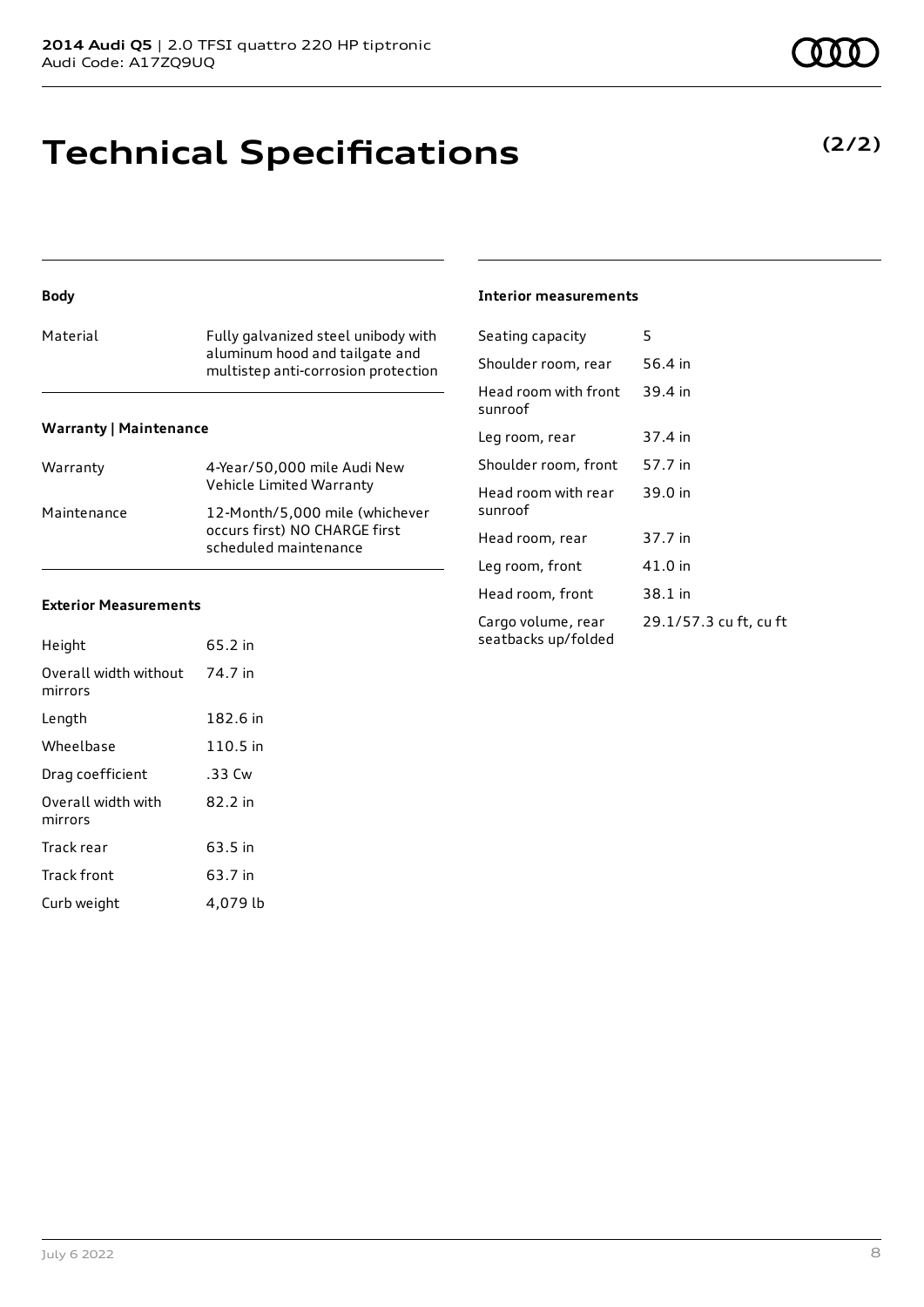# Technical Specifications

**(2/2)**

### Body

| | |
|---|---|
| Material | Fully galvanized steel unibody with aluminum hood and tailgate and multistep anti-corrosion protection |

### Warranty | Maintenance

| | |
|---|---|
| Warranty | 4-Year/50,000 mile Audi New Vehicle Limited Warranty |
| Maintenance | 12-Month/5,000 mile (whichever occurs first) NO CHARGE first scheduled maintenance |

### Exterior Measurements

| | |
|---|---|
| Height | 65.2 in |
| Overall width without mirrors | 74.7 in |
| Length | 182.6 in |
| Wheelbase | 110.5 in |
| Drag coefficient | .33 Cw |
| Overall width with mirrors | 82.2 in |
| Track rear | 63.5 in |
| Track front | 63.7 in |
| Curb weight | 4,079 lb |

### Interior measurements

| | |
|---|---|
| Seating capacity | 5 |
| Shoulder room, rear | 56.4 in |
| Head room with front sunroof | 39.4 in |
| Leg room, rear | 37.4 in |
| Shoulder room, front | 57.7 in |
| Head room with rear sunroof | 39.0 in |
| Head room, rear | 37.7 in |
| Leg room, front | 41.0 in |
| Head room, front | 38.1 in |
| Cargo volume, rear seatbacks up/folded | 29.1/57.3 cu ft, cu ft |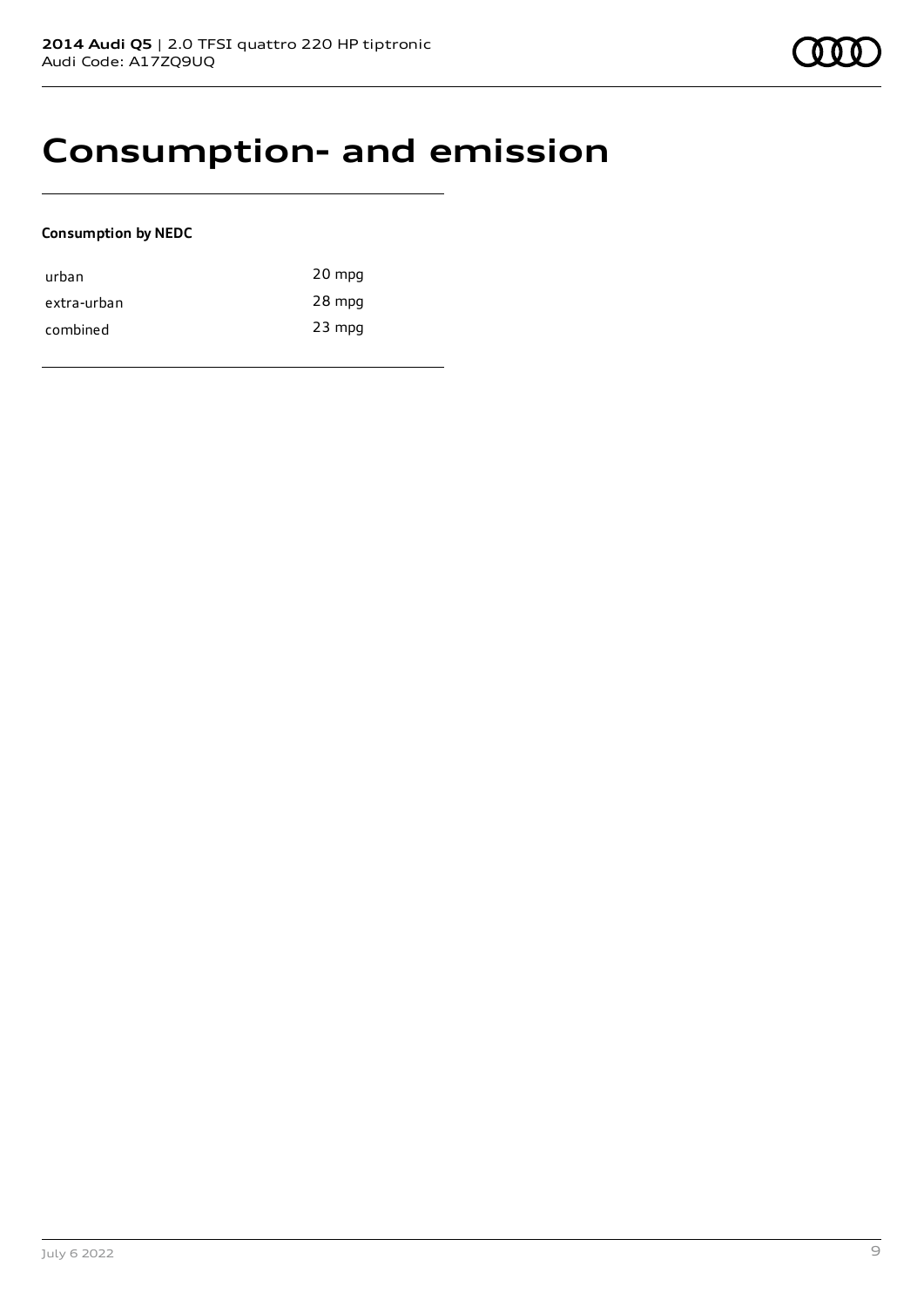# Consumption- and emission

**Consumption by NEDC**

| | |
|---|---|
| urban | 20 mpg |
| extra-urban | 28 mpg |
| combined | 23 mpg |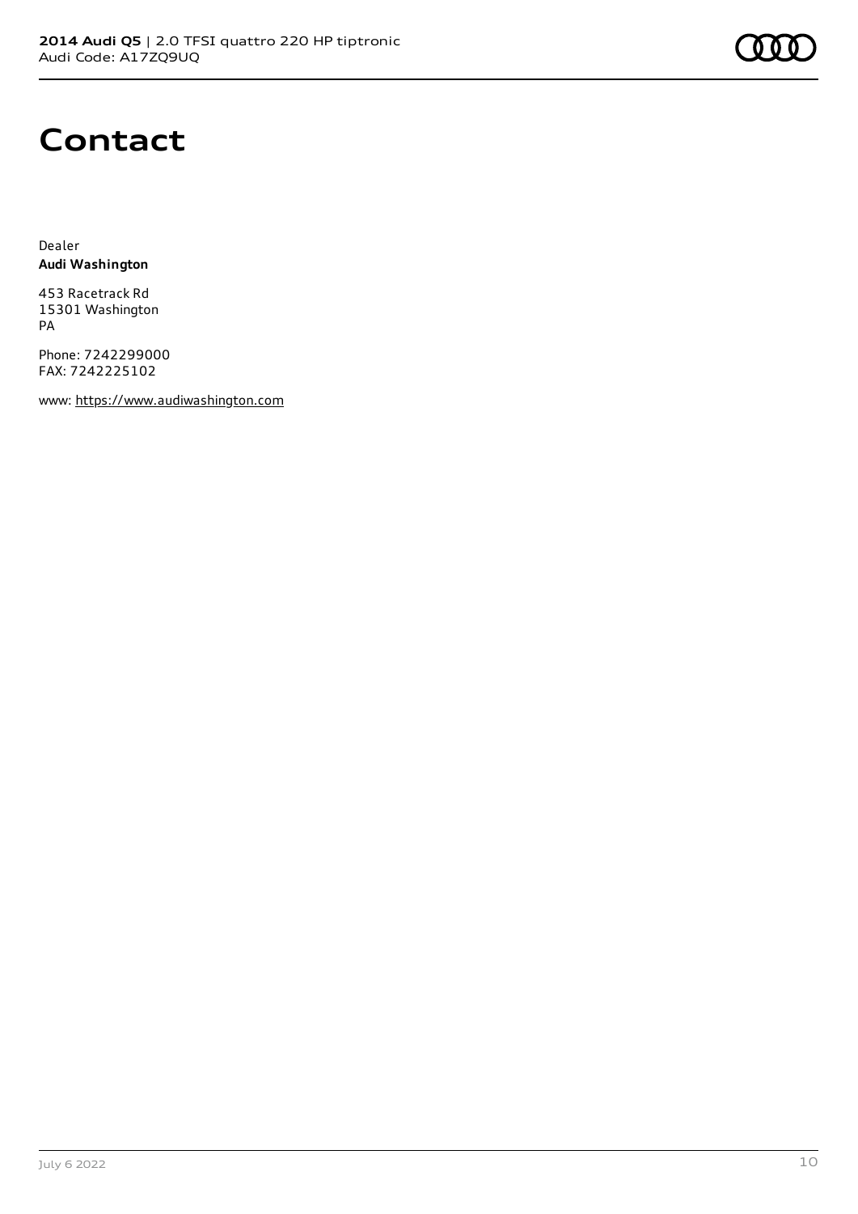# Contact

Dealer
**Audi Washington**

453 Racetrack Rd
15301 Washington
PA

Phone: 7242299000
FAX: 7242225102

www: https://www.audiwashington.com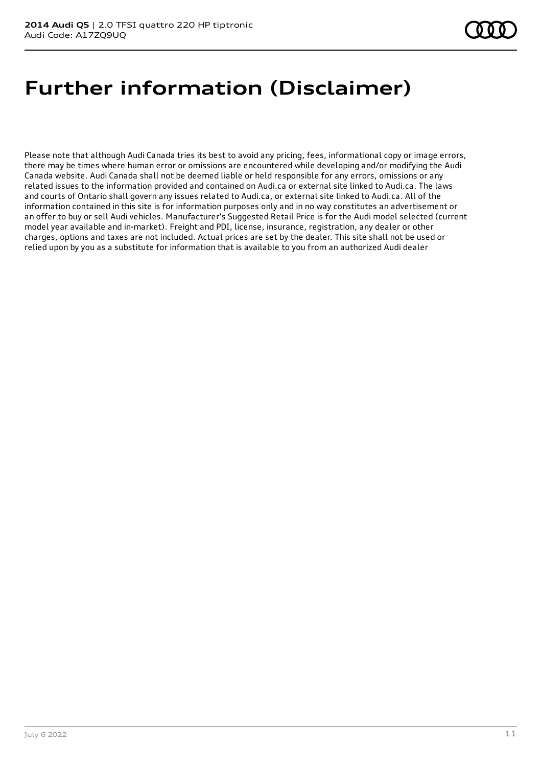# Further information (Disclaimer)

Please note that although Audi Canada tries its best to avoid any pricing, fees, informational copy or image errors, there may be times where human error or omissions are encountered while developing and/or modifying the Audi Canada website. Audi Canada shall not be deemed liable or held responsible for any errors, omissions or any related issues to the information provided and contained on Audi.ca or external site linked to Audi.ca. The laws and courts of Ontario shall govern any issues related to Audi.ca, or external site linked to Audi.ca. All of the information contained in this site is for information purposes only and in no way constitutes an advertisement or an offer to buy or sell Audi vehicles. Manufacturer's Suggested Retail Price is for the Audi model selected (current model year available and in-market). Freight and PDI, license, insurance, registration, any dealer or other charges, options and taxes are not included. Actual prices are set by the dealer. This site shall not be used or relied upon by you as a substitute for information that is available to you from an authorized Audi dealer